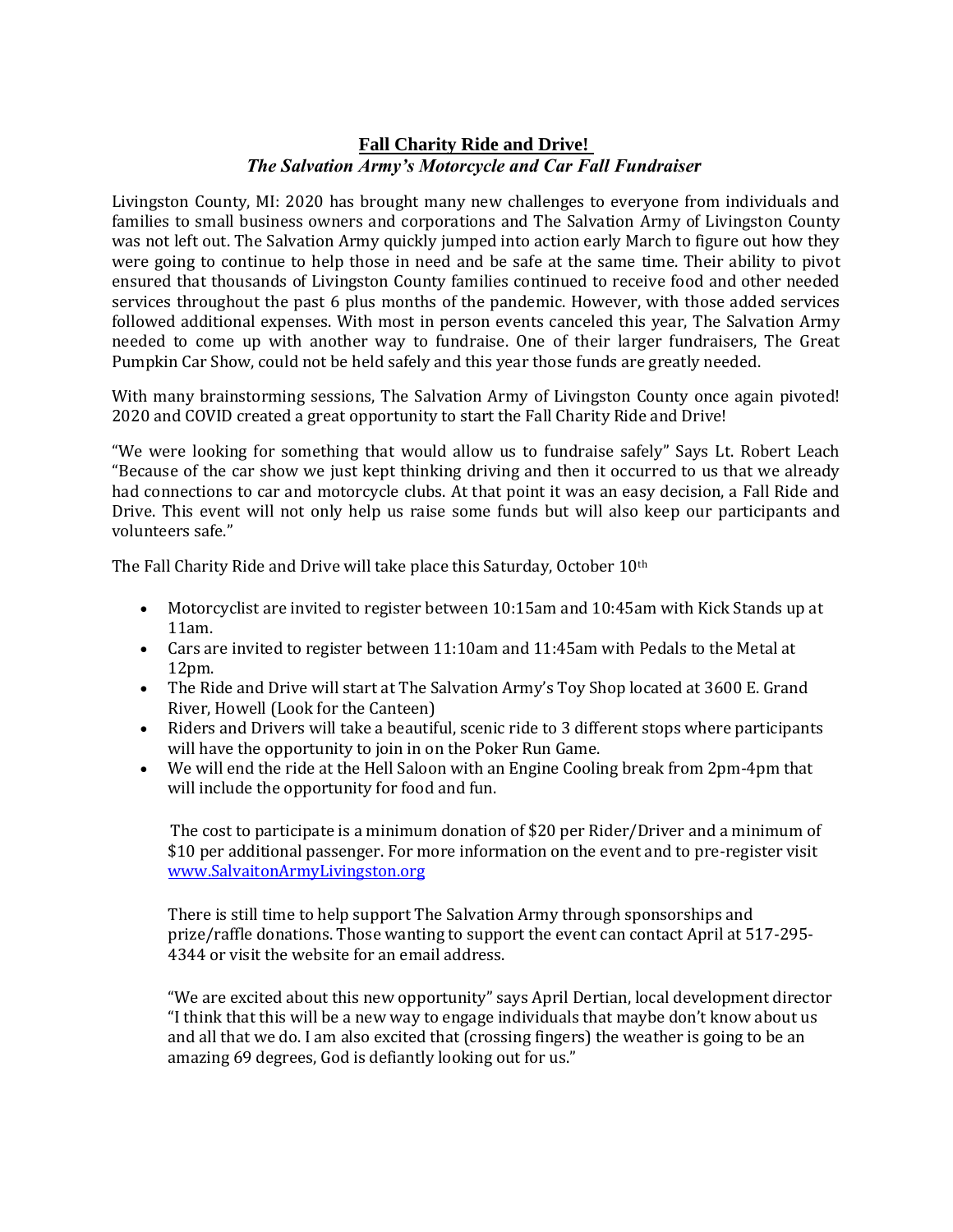# <u>Fall Charity Ride and Drive!</u>

### *The Salvation Army's Motorcycle and Car Fall Fundraiser*

Livingston County, MI: 2020 has brought many new challenges to everyone from individuals and families to small business owners and corporations and The Salvation Army of Livingston County was not left out. The Salvation Army quickly jumped into action early March to figure out how they were going to continue to help those in need and be safe at the same time. Their ability to pivot ensured that thousands of Livingston County families continued to receive food and other needed services throughout the past 6 plus months of the pandemic. However, with those added services followed additional expenses. With most in person events canceled this year, The Salvation Army needed to come up with another way to fundraise. One of their larger fundraisers, The Great Pumpkin Car Show, could not be held safely and this year those funds are greatly needed.

With many brainstorming sessions, The Salvation Army of Livingston County once again pivoted! 2020 and COVID created a great opportunity to start the Fall Charity Ride and Drive!

"We were looking for something that would allow us to fundraise safely" Says Lt. Robert Leach "Because of the car show we just kept thinking driving and then it occurred to us that we already had connections to car and motorcycle clubs. At that point it was an easy decision, a Fall Ride and Drive. This event will not only help us raise some funds but will also keep our participants and volunteers safe."

The Fall Charity Ride and Drive will take place this Saturday, October 10th

- Motorcyclist are invited to register between 10:15am and 10:45am with Kick Stands up at 11am.
- Cars are invited to register between 11:10am and 11:45am with Pedals to the Metal at 12pm.
- The Ride and Drive will start at The Salvation Army's Toy Shop located at 3600 E. Grand River, Howell (Look for the Canteen)
- Riders and Drivers will take a beautiful, scenic ride to 3 different stops where participants will have the opportunity to join in on the Poker Run Game.
- We will end the ride at the Hell Saloon with an Engine Cooling break from 2pm-4pm that will include the opportunity for food and fun.

The cost to participate is a minimum donation of $20 per Rider/Driver and a minimum of $10 per additional passenger. For more information on the event and to pre-register visit [www.SalvaitonArmyLivingston.org](www.SalvaitonArmyLivingston.org)

There is still time to help support The Salvation Army through sponsorships and prize/raffle donations. Those wanting to support the event can contact April at 517-295-4344 or visit the website for an email address.

"We are excited about this new opportunity" says April Dertian, local development director "I think that this will be a new way to engage individuals that maybe don't know about us and all that we do. I am also excited that (crossing fingers) the weather is going to be an amazing 69 degrees, God is defiantly looking out for us."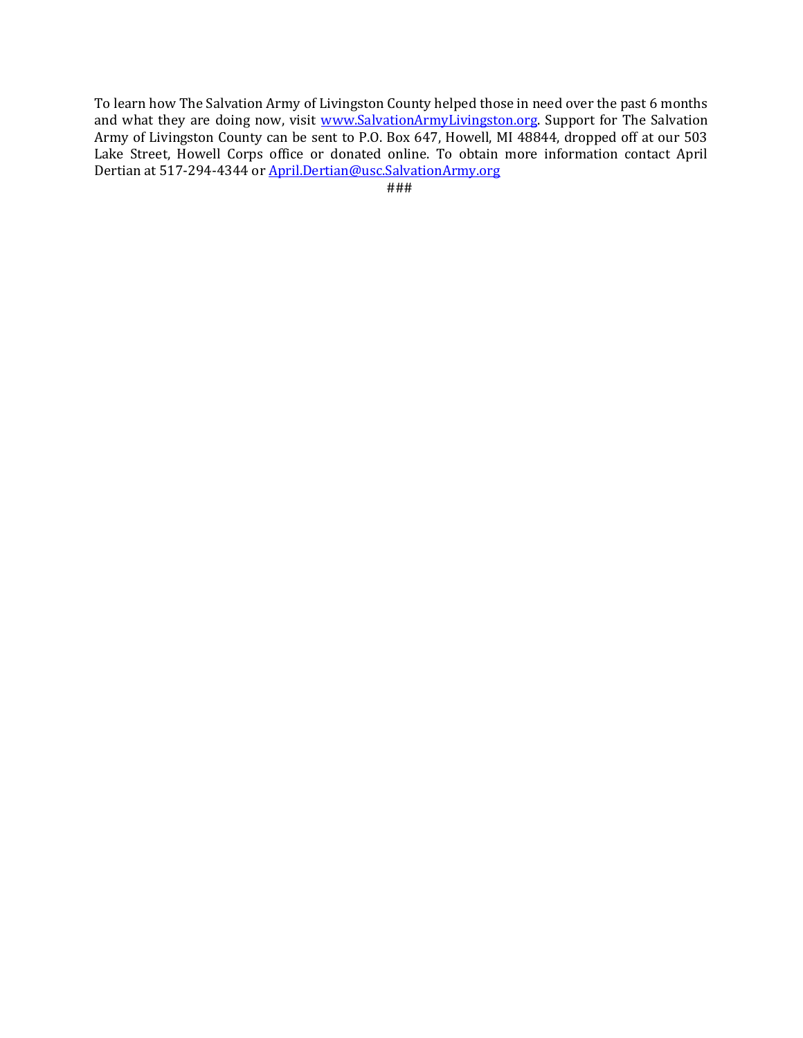To learn how The Salvation Army of Livingston County helped those in need over the past 6 months and what they are doing now, visit [www.SalvationArmyLivingston.org](http://www.SalvationArmyLivingston.org). Support for The Salvation Army of Livingston County can be sent to P.O. Box 647, Howell, MI 48844, dropped off at our 503 Lake Street, Howell Corps office or donated online. To obtain more information contact April Dertian at 517-294-4344 or [April.Dertian@usc.SalvationArmy.org](mailto:April.Dertian@usc.SalvationArmy.org)

###